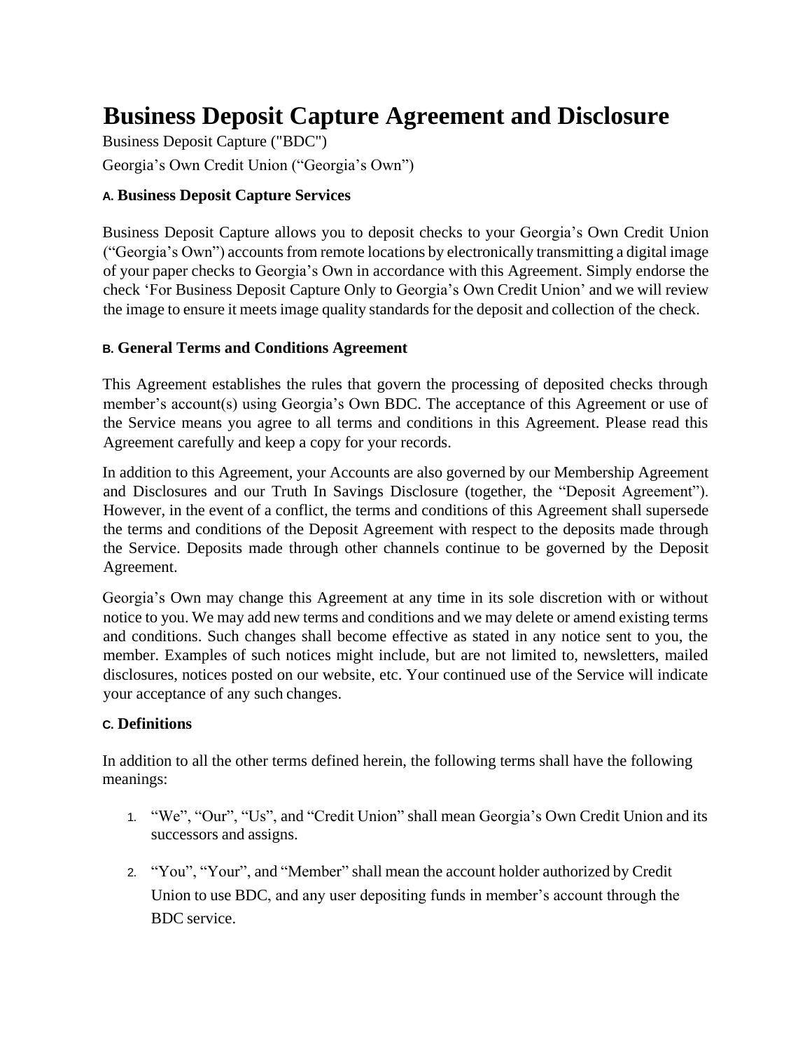# Business Deposit Capture Agreement and Disclosure

Business Deposit Capture ("BDC")

Georgia's Own Credit Union ("Georgia's Own")

### A. Business Deposit Capture Services

Business Deposit Capture allows you to deposit checks to your Georgia's Own Credit Union ("Georgia's Own") accounts from remote locations by electronically transmitting a digital image of your paper checks to Georgia's Own in accordance with this Agreement. Simply endorse the check 'For Business Deposit Capture Only to Georgia's Own Credit Union' and we will review the image to ensure it meets image quality standards for the deposit and collection of the check.

### B. General Terms and Conditions Agreement

This Agreement establishes the rules that govern the processing of deposited checks through member's account(s) using Georgia's Own BDC. The acceptance of this Agreement or use of the Service means you agree to all terms and conditions in this Agreement. Please read this Agreement carefully and keep a copy for your records.

In addition to this Agreement, your Accounts are also governed by our Membership Agreement and Disclosures and our Truth In Savings Disclosure (together, the "Deposit Agreement"). However, in the event of a conflict, the terms and conditions of this Agreement shall supersede the terms and conditions of the Deposit Agreement with respect to the deposits made through the Service. Deposits made through other channels continue to be governed by the Deposit Agreement.

Georgia's Own may change this Agreement at any time in its sole discretion with or without notice to you. We may add new terms and conditions and we may delete or amend existing terms and conditions. Such changes shall become effective as stated in any notice sent to you, the member. Examples of such notices might include, but are not limited to, newsletters, mailed disclosures, notices posted on our website, etc. Your continued use of the Service will indicate your acceptance of any such changes.

### C. Definitions

In addition to all the other terms defined herein, the following terms shall have the following meanings:

1. "We", "Our", "Us", and "Credit Union" shall mean Georgia's Own Credit Union and its successors and assigns.
2. "You", "Your", and "Member" shall mean the account holder authorized by Credit Union to use BDC, and any user depositing funds in member's account through the BDC service.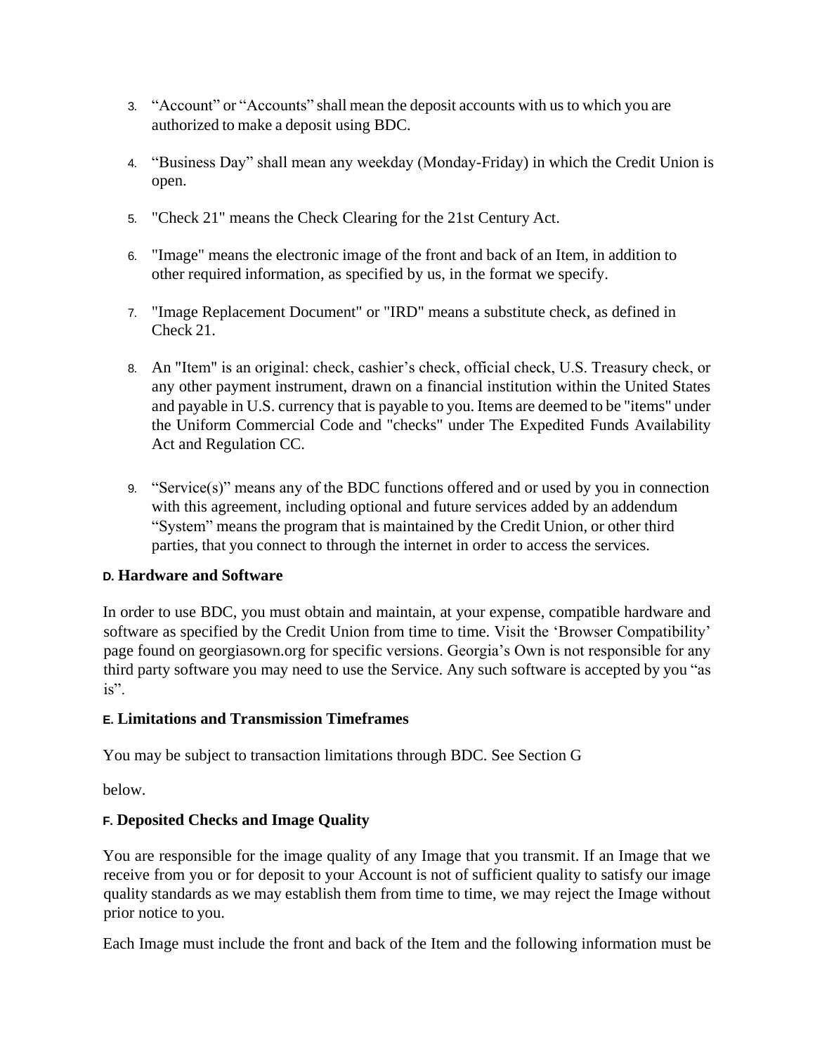3. “Account” or “Accounts” shall mean the deposit accounts with us to which you are authorized to make a deposit using BDC.

4. “Business Day” shall mean any weekday (Monday-Friday) in which the Credit Union is open.

5. "Check 21" means the Check Clearing for the 21st Century Act.

6. "Image" means the electronic image of the front and back of an Item, in addition to other required information, as specified by us, in the format we specify.

7. "Image Replacement Document" or "IRD" means a substitute check, as defined in Check 21.

8. An "Item" is an original: check, cashier’s check, official check, U.S. Treasury check, or any other payment instrument, drawn on a financial institution within the United States and payable in U.S. currency that is payable to you. Items are deemed to be "items" under the Uniform Commercial Code and "checks" under The Expedited Funds Availability Act and Regulation CC.

9. “Service(s)” means any of the BDC functions offered and or used by you in connection with this agreement, including optional and future services added by an addendum “System” means the program that is maintained by the Credit Union, or other third parties, that you connect to through the internet in order to access the services.

### D. Hardware and Software

In order to use BDC, you must obtain and maintain, at your expense, compatible hardware and software as specified by the Credit Union from time to time. Visit the ‘Browser Compatibility’ page found on georgiasown.org for specific versions. Georgia’s Own is not responsible for any third party software you may need to use the Service. Any such software is accepted by you “as is”.

### E. Limitations and Transmission Timeframes

You may be subject to transaction limitations through BDC. See Section G

below.

### F. Deposited Checks and Image Quality

You are responsible for the image quality of any Image that you transmit. If an Image that we receive from you or for deposit to your Account is not of sufficient quality to satisfy our image quality standards as we may establish them from time to time, we may reject the Image without prior notice to you.

Each Image must include the front and back of the Item and the following information must be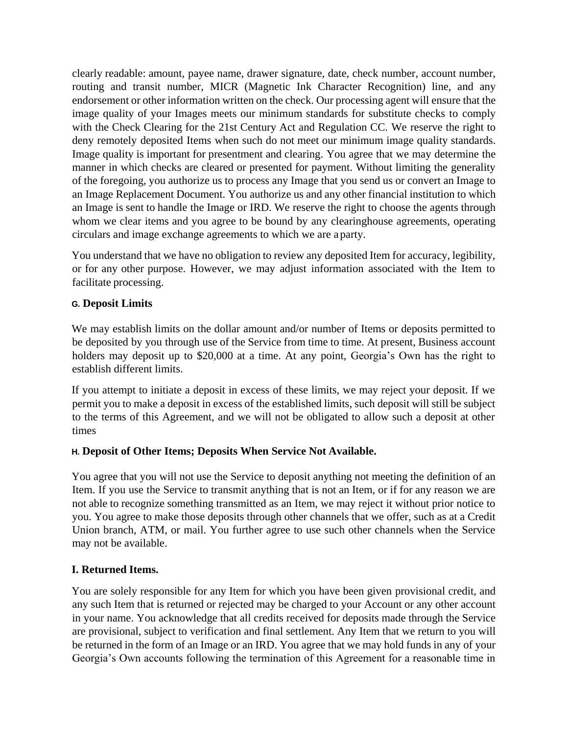clearly readable: amount, payee name, drawer signature, date, check number, account number, routing and transit number, MICR (Magnetic Ink Character Recognition) line, and any endorsement or other information written on the check. Our processing agent will ensure that the image quality of your Images meets our minimum standards for substitute checks to comply with the Check Clearing for the 21st Century Act and Regulation CC. We reserve the right to deny remotely deposited Items when such do not meet our minimum image quality standards. Image quality is important for presentment and clearing. You agree that we may determine the manner in which checks are cleared or presented for payment. Without limiting the generality of the foregoing, you authorize us to process any Image that you send us or convert an Image to an Image Replacement Document. You authorize us and any other financial institution to which an Image is sent to handle the Image or IRD. We reserve the right to choose the agents through whom we clear items and you agree to be bound by any clearinghouse agreements, operating circulars and image exchange agreements to which we are a party.

You understand that we have no obligation to review any deposited Item for accuracy, legibility, or for any other purpose. However, we may adjust information associated with the Item to facilitate processing.

### G. Deposit Limits

We may establish limits on the dollar amount and/or number of Items or deposits permitted to be deposited by you through use of the Service from time to time. At present, Business account holders may deposit up to $20,000 at a time. At any point, Georgia's Own has the right to establish different limits.

If you attempt to initiate a deposit in excess of these limits, we may reject your deposit. If we permit you to make a deposit in excess of the established limits, such deposit will still be subject to the terms of this Agreement, and we will not be obligated to allow such a deposit at other times

### H. Deposit of Other Items; Deposits When Service Not Available.

You agree that you will not use the Service to deposit anything not meeting the definition of an Item. If you use the Service to transmit anything that is not an Item, or if for any reason we are not able to recognize something transmitted as an Item, we may reject it without prior notice to you. You agree to make those deposits through other channels that we offer, such as at a Credit Union branch, ATM, or mail. You further agree to use such other channels when the Service may not be available.

### I. Returned Items.

You are solely responsible for any Item for which you have been given provisional credit, and any such Item that is returned or rejected may be charged to your Account or any other account in your name. You acknowledge that all credits received for deposits made through the Service are provisional, subject to verification and final settlement. Any Item that we return to you will be returned in the form of an Image or an IRD. You agree that we may hold funds in any of your Georgia's Own accounts following the termination of this Agreement for a reasonable time in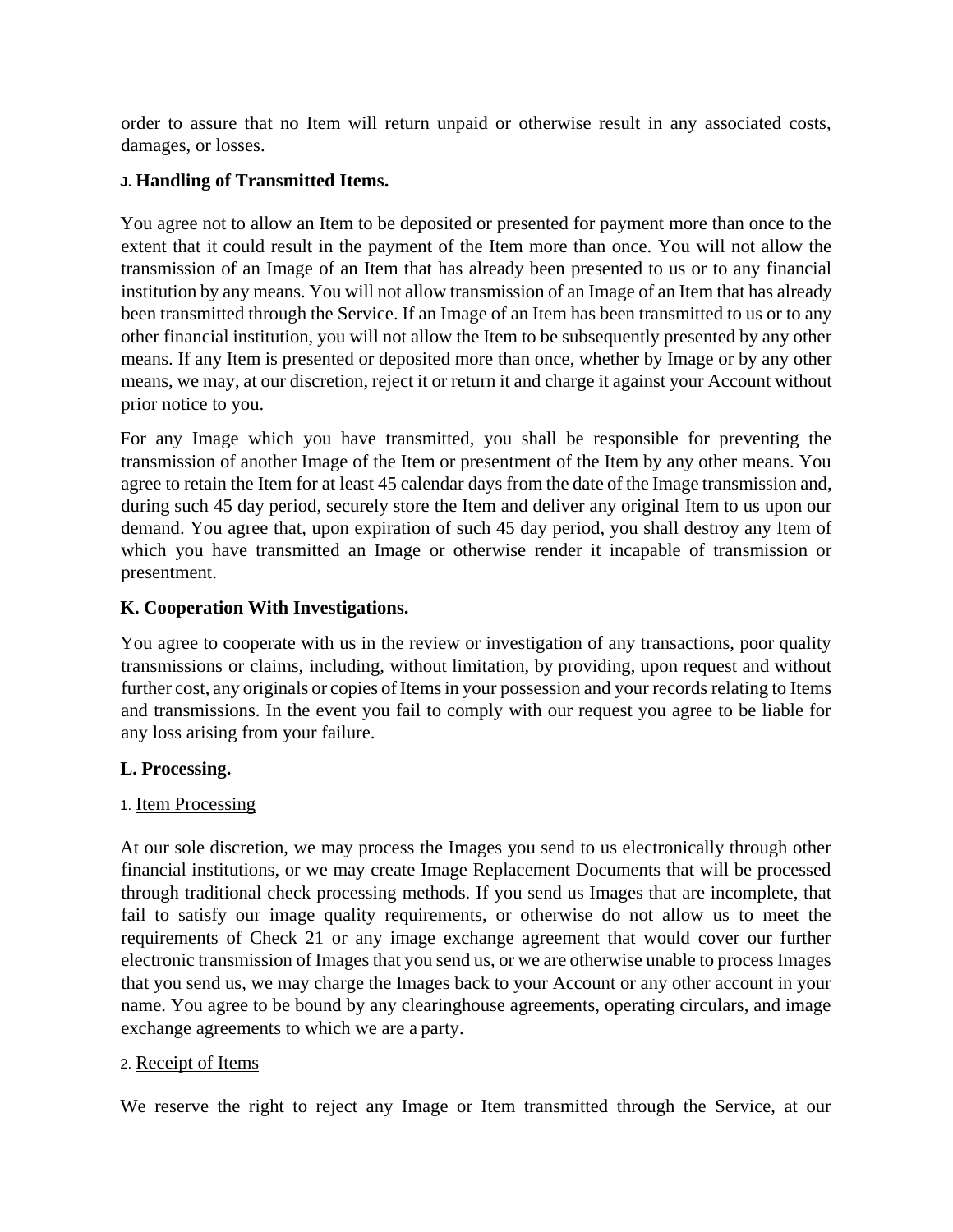order to assure that no Item will return unpaid or otherwise result in any associated costs, damages, or losses.

### J. Handling of Transmitted Items.

You agree not to allow an Item to be deposited or presented for payment more than once to the extent that it could result in the payment of the Item more than once. You will not allow the transmission of an Image of an Item that has already been presented to us or to any financial institution by any means. You will not allow transmission of an Image of an Item that has already been transmitted through the Service. If an Image of an Item has been transmitted to us or to any other financial institution, you will not allow the Item to be subsequently presented by any other means. If any Item is presented or deposited more than once, whether by Image or by any other means, we may, at our discretion, reject it or return it and charge it against your Account without prior notice to you.

For any Image which you have transmitted, you shall be responsible for preventing the transmission of another Image of the Item or presentment of the Item by any other means. You agree to retain the Item for at least 45 calendar days from the date of the Image transmission and, during such 45 day period, securely store the Item and deliver any original Item to us upon our demand. You agree that, upon expiration of such 45 day period, you shall destroy any Item of which you have transmitted an Image or otherwise render it incapable of transmission or presentment.

### K. Cooperation With Investigations.

You agree to cooperate with us in the review or investigation of any transactions, poor quality transmissions or claims, including, without limitation, by providing, upon request and without further cost, any originals or copies of Items in your possession and your records relating to Items and transmissions. In the event you fail to comply with our request you agree to be liable for any loss arising from your failure.

### L. Processing.

1. Item Processing

At our sole discretion, we may process the Images you send to us electronically through other financial institutions, or we may create Image Replacement Documents that will be processed through traditional check processing methods. If you send us Images that are incomplete, that fail to satisfy our image quality requirements, or otherwise do not allow us to meet the requirements of Check 21 or any image exchange agreement that would cover our further electronic transmission of Images that you send us, or we are otherwise unable to process Images that you send us, we may charge the Images back to your Account or any other account in your name. You agree to be bound by any clearinghouse agreements, operating circulars, and image exchange agreements to which we are a party.

2. Receipt of Items

We reserve the right to reject any Image or Item transmitted through the Service, at our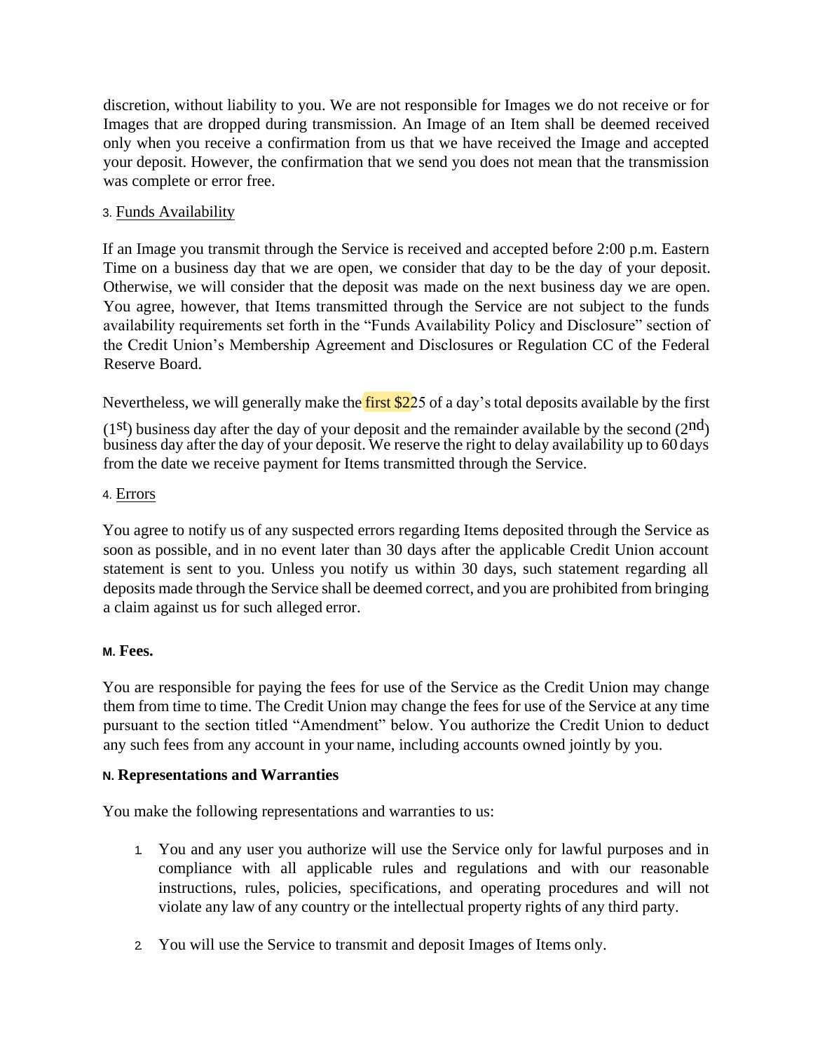discretion, without liability to you. We are not responsible for Images we do not receive or for Images that are dropped during transmission. An Image of an Item shall be deemed received only when you receive a confirmation from us that we have received the Image and accepted your deposit. However, the confirmation that we send you does not mean that the transmission was complete or error free.

3. Funds Availability

If an Image you transmit through the Service is received and accepted before 2:00 p.m. Eastern Time on a business day that we are open, we consider that day to be the day of your deposit. Otherwise, we will consider that the deposit was made on the next business day we are open. You agree, however, that Items transmitted through the Service are not subject to the funds availability requirements set forth in the "Funds Availability Policy and Disclosure" section of the Credit Union's Membership Agreement and Disclosures or Regulation CC of the Federal Reserve Board.

Nevertheless, we will generally make the first $225 of a day's total deposits available by the first (1st) business day after the day of your deposit and the remainder available by the second (2nd) business day after the day of your deposit. We reserve the right to delay availability up to 60 days from the date we receive payment for Items transmitted through the Service.

4. Errors

You agree to notify us of any suspected errors regarding Items deposited through the Service as soon as possible, and in no event later than 30 days after the applicable Credit Union account statement is sent to you. Unless you notify us within 30 days, such statement regarding all deposits made through the Service shall be deemed correct, and you are prohibited from bringing a claim against us for such alleged error.

### M. Fees.

You are responsible for paying the fees for use of the Service as the Credit Union may change them from time to time. The Credit Union may change the fees for use of the Service at any time pursuant to the section titled "Amendment" below. You authorize the Credit Union to deduct any such fees from any account in your name, including accounts owned jointly by you.

### N. Representations and Warranties

You make the following representations and warranties to us:

1. You and any user you authorize will use the Service only for lawful purposes and in compliance with all applicable rules and regulations and with our reasonable instructions, rules, policies, specifications, and operating procedures and will not violate any law of any country or the intellectual property rights of any third party.

2. You will use the Service to transmit and deposit Images of Items only.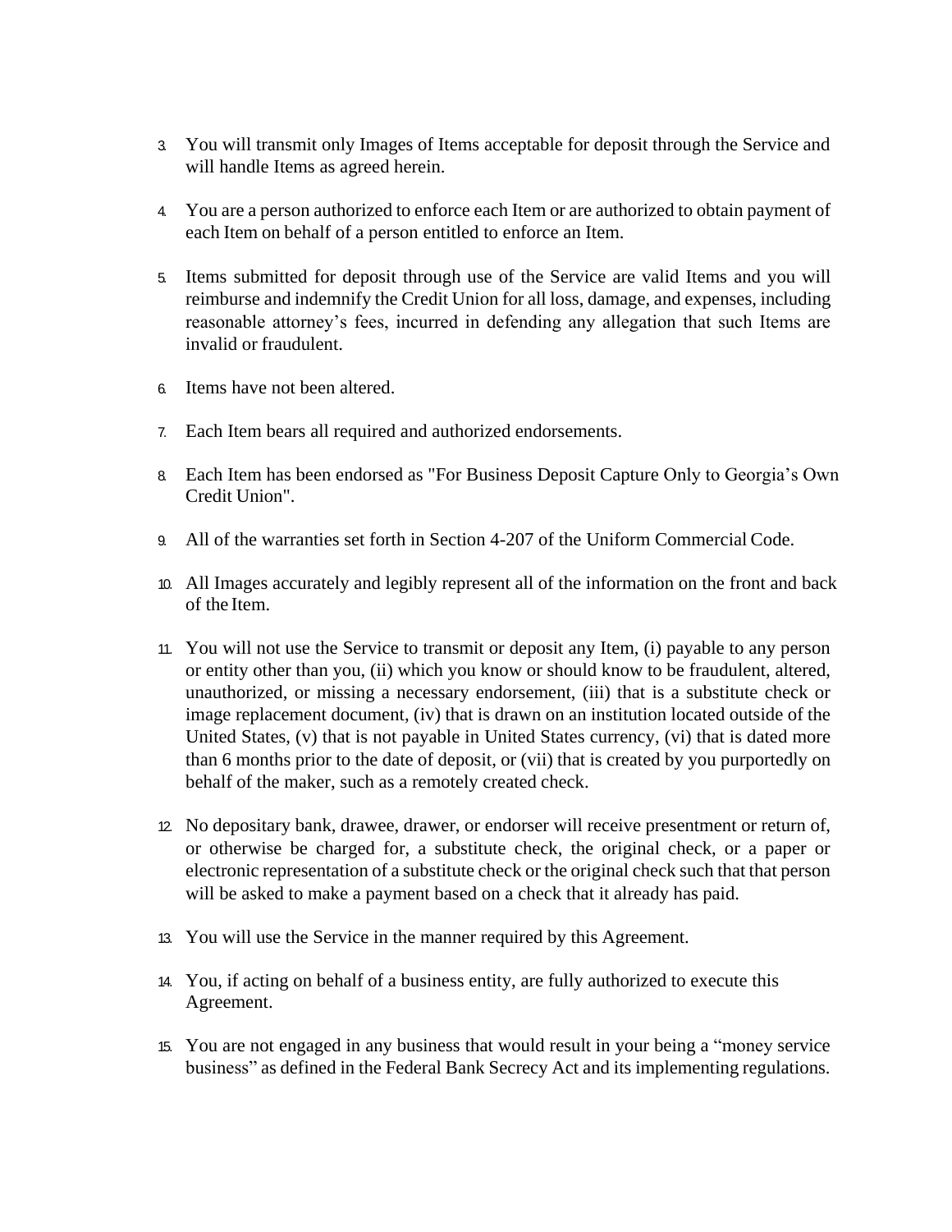3. You will transmit only Images of Items acceptable for deposit through the Service and will handle Items as agreed herein.

4. You are a person authorized to enforce each Item or are authorized to obtain payment of each Item on behalf of a person entitled to enforce an Item.

5. Items submitted for deposit through use of the Service are valid Items and you will reimburse and indemnify the Credit Union for all loss, damage, and expenses, including reasonable attorney's fees, incurred in defending any allegation that such Items are invalid or fraudulent.

6. Items have not been altered.

7. Each Item bears all required and authorized endorsements.

8. Each Item has been endorsed as "For Business Deposit Capture Only to Georgia's Own Credit Union".

9. All of the warranties set forth in Section 4-207 of the Uniform Commercial Code.

10. All Images accurately and legibly represent all of the information on the front and back of the Item.

11. You will not use the Service to transmit or deposit any Item, (i) payable to any person or entity other than you, (ii) which you know or should know to be fraudulent, altered, unauthorized, or missing a necessary endorsement, (iii) that is a substitute check or image replacement document, (iv) that is drawn on an institution located outside of the United States, (v) that is not payable in United States currency, (vi) that is dated more than 6 months prior to the date of deposit, or (vii) that is created by you purportedly on behalf of the maker, such as a remotely created check.

12. No depositary bank, drawee, drawer, or endorser will receive presentment or return of, or otherwise be charged for, a substitute check, the original check, or a paper or electronic representation of a substitute check or the original check such that that person will be asked to make a payment based on a check that it already has paid.

13. You will use the Service in the manner required by this Agreement.

14. You, if acting on behalf of a business entity, are fully authorized to execute this Agreement.

15. You are not engaged in any business that would result in your being a "money service business" as defined in the Federal Bank Secrecy Act and its implementing regulations.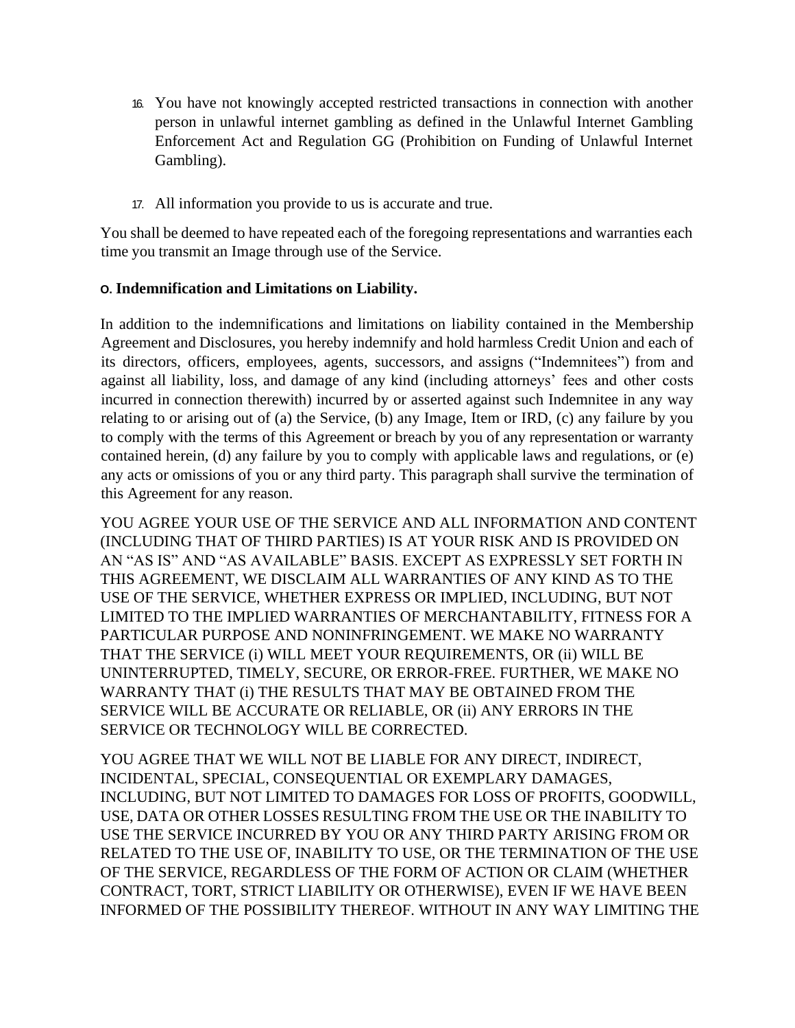16. You have not knowingly accepted restricted transactions in connection with another person in unlawful internet gambling as defined in the Unlawful Internet Gambling Enforcement Act and Regulation GG (Prohibition on Funding of Unlawful Internet Gambling).

17. All information you provide to us is accurate and true.

You shall be deemed to have repeated each of the foregoing representations and warranties each time you transmit an Image through use of the Service.

**O. Indemnification and Limitations on Liability.**

In addition to the indemnifications and limitations on liability contained in the Membership Agreement and Disclosures, you hereby indemnify and hold harmless Credit Union and each of its directors, officers, employees, agents, successors, and assigns ("Indemnitees") from and against all liability, loss, and damage of any kind (including attorneys' fees and other costs incurred in connection therewith) incurred by or asserted against such Indemnitee in any way relating to or arising out of (a) the Service, (b) any Image, Item or IRD, (c) any failure by you to comply with the terms of this Agreement or breach by you of any representation or warranty contained herein, (d) any failure by you to comply with applicable laws and regulations, or (e) any acts or omissions of you or any third party. This paragraph shall survive the termination of this Agreement for any reason.

YOU AGREE YOUR USE OF THE SERVICE AND ALL INFORMATION AND CONTENT (INCLUDING THAT OF THIRD PARTIES) IS AT YOUR RISK AND IS PROVIDED ON AN "AS IS" AND "AS AVAILABLE" BASIS. EXCEPT AS EXPRESSLY SET FORTH IN THIS AGREEMENT, WE DISCLAIM ALL WARRANTIES OF ANY KIND AS TO THE USE OF THE SERVICE, WHETHER EXPRESS OR IMPLIED, INCLUDING, BUT NOT LIMITED TO THE IMPLIED WARRANTIES OF MERCHANTABILITY, FITNESS FOR A PARTICULAR PURPOSE AND NONINFRINGEMENT. WE MAKE NO WARRANTY THAT THE SERVICE (i) WILL MEET YOUR REQUIREMENTS, OR (ii) WILL BE UNINTERRUPTED, TIMELY, SECURE, OR ERROR-FREE. FURTHER, WE MAKE NO WARRANTY THAT (i) THE RESULTS THAT MAY BE OBTAINED FROM THE SERVICE WILL BE ACCURATE OR RELIABLE, OR (ii) ANY ERRORS IN THE SERVICE OR TECHNOLOGY WILL BE CORRECTED.

YOU AGREE THAT WE WILL NOT BE LIABLE FOR ANY DIRECT, INDIRECT, INCIDENTAL, SPECIAL, CONSEQUENTIAL OR EXEMPLARY DAMAGES, INCLUDING, BUT NOT LIMITED TO DAMAGES FOR LOSS OF PROFITS, GOODWILL, USE, DATA OR OTHER LOSSES RESULTING FROM THE USE OR THE INABILITY TO USE THE SERVICE INCURRED BY YOU OR ANY THIRD PARTY ARISING FROM OR RELATED TO THE USE OF, INABILITY TO USE, OR THE TERMINATION OF THE USE OF THE SERVICE, REGARDLESS OF THE FORM OF ACTION OR CLAIM (WHETHER CONTRACT, TORT, STRICT LIABILITY OR OTHERWISE), EVEN IF WE HAVE BEEN INFORMED OF THE POSSIBILITY THEREOF. WITHOUT IN ANY WAY LIMITING THE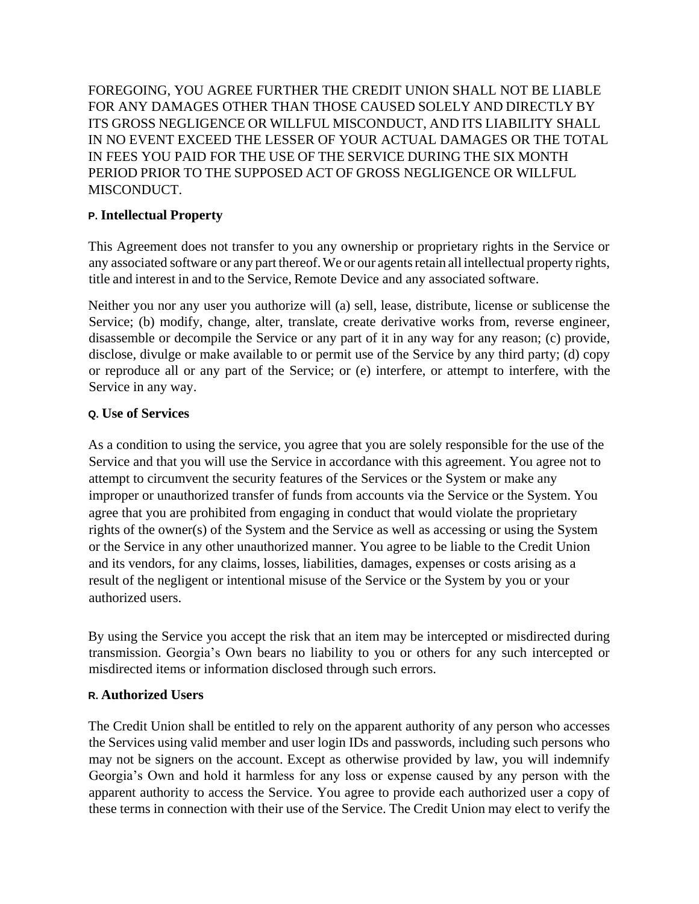FOREGOING, YOU AGREE FURTHER THE CREDIT UNION SHALL NOT BE LIABLE FOR ANY DAMAGES OTHER THAN THOSE CAUSED SOLELY AND DIRECTLY BY ITS GROSS NEGLIGENCE OR WILLFUL MISCONDUCT, AND ITS LIABILITY SHALL IN NO EVENT EXCEED THE LESSER OF YOUR ACTUAL DAMAGES OR THE TOTAL IN FEES YOU PAID FOR THE USE OF THE SERVICE DURING THE SIX MONTH PERIOD PRIOR TO THE SUPPOSED ACT OF GROSS NEGLIGENCE OR WILLFUL MISCONDUCT.

**P. Intellectual Property**

This Agreement does not transfer to you any ownership or proprietary rights in the Service or any associated software or any part thereof. We or our agents retain all intellectual property rights, title and interest in and to the Service, Remote Device and any associated software.

Neither you nor any user you authorize will (a) sell, lease, distribute, license or sublicense the Service; (b) modify, change, alter, translate, create derivative works from, reverse engineer, disassemble or decompile the Service or any part of it in any way for any reason; (c) provide, disclose, divulge or make available to or permit use of the Service by any third party; (d) copy or reproduce all or any part of the Service; or (e) interfere, or attempt to interfere, with the Service in any way.

**Q. Use of Services**

As a condition to using the service, you agree that you are solely responsible for the use of the Service and that you will use the Service in accordance with this agreement. You agree not to attempt to circumvent the security features of the Services or the System or make any improper or unauthorized transfer of funds from accounts via the Service or the System. You agree that you are prohibited from engaging in conduct that would violate the proprietary rights of the owner(s) of the System and the Service as well as accessing or using the System or the Service in any other unauthorized manner. You agree to be liable to the Credit Union and its vendors, for any claims, losses, liabilities, damages, expenses or costs arising as a result of the negligent or intentional misuse of the Service or the System by you or your authorized users.

By using the Service you accept the risk that an item may be intercepted or misdirected during transmission. Georgia's Own bears no liability to you or others for any such intercepted or misdirected items or information disclosed through such errors.

**R. Authorized Users**

The Credit Union shall be entitled to rely on the apparent authority of any person who accesses the Services using valid member and user login IDs and passwords, including such persons who may not be signers on the account. Except as otherwise provided by law, you will indemnify Georgia's Own and hold it harmless for any loss or expense caused by any person with the apparent authority to access the Service. You agree to provide each authorized user a copy of these terms in connection with their use of the Service. The Credit Union may elect to verify the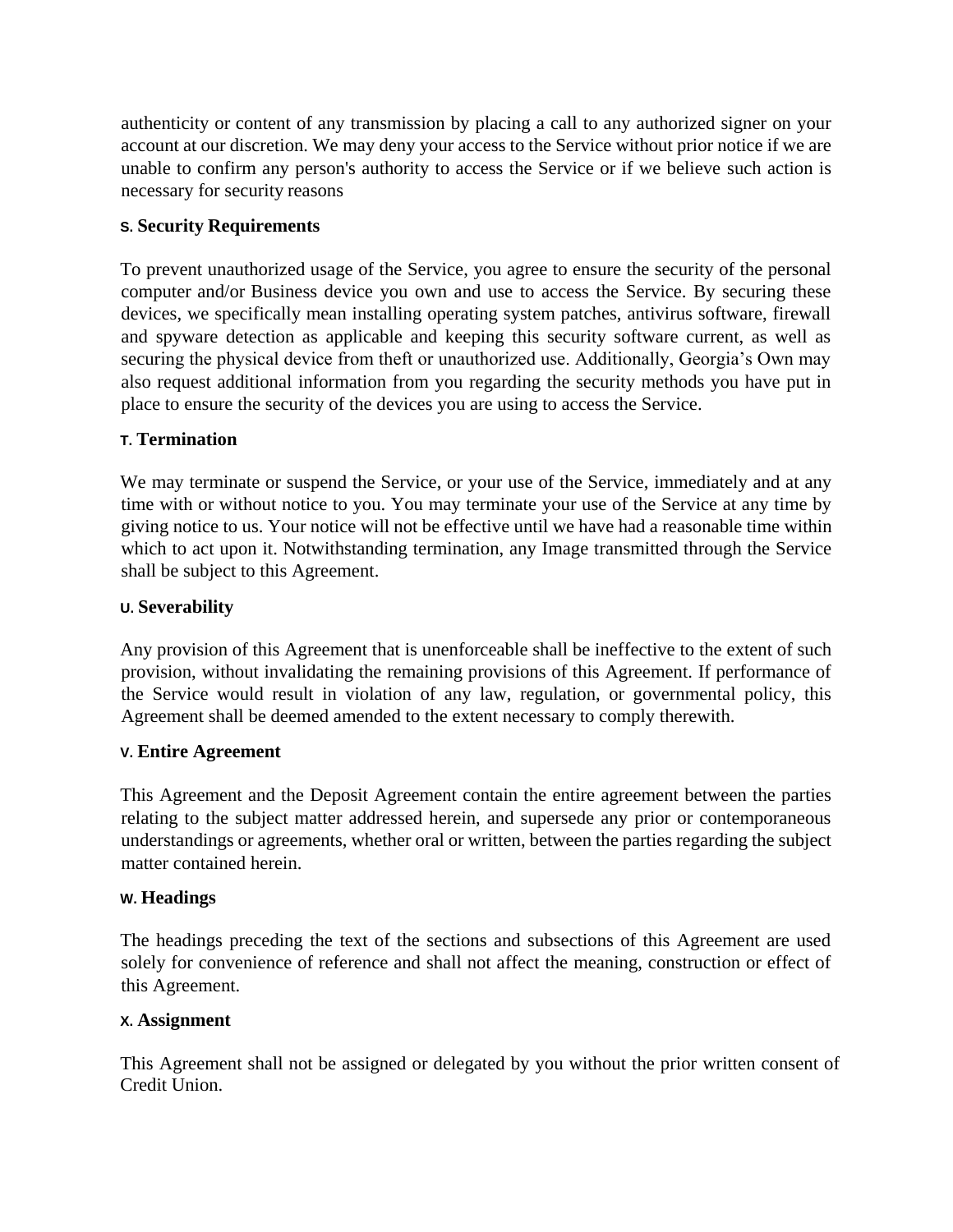authenticity or content of any transmission by placing a call to any authorized signer on your account at our discretion. We may deny your access to the Service without prior notice if we are unable to confirm any person's authority to access the Service or if we believe such action is necessary for security reasons

**S. Security Requirements**

To prevent unauthorized usage of the Service, you agree to ensure the security of the personal computer and/or Business device you own and use to access the Service. By securing these devices, we specifically mean installing operating system patches, antivirus software, firewall and spyware detection as applicable and keeping this security software current, as well as securing the physical device from theft or unauthorized use. Additionally, Georgia's Own may also request additional information from you regarding the security methods you have put in place to ensure the security of the devices you are using to access the Service.

**T. Termination**

We may terminate or suspend the Service, or your use of the Service, immediately and at any time with or without notice to you. You may terminate your use of the Service at any time by giving notice to us. Your notice will not be effective until we have had a reasonable time within which to act upon it. Notwithstanding termination, any Image transmitted through the Service shall be subject to this Agreement.

**U. Severability**

Any provision of this Agreement that is unenforceable shall be ineffective to the extent of such provision, without invalidating the remaining provisions of this Agreement. If performance of the Service would result in violation of any law, regulation, or governmental policy, this Agreement shall be deemed amended to the extent necessary to comply therewith.

**V. Entire Agreement**

This Agreement and the Deposit Agreement contain the entire agreement between the parties relating to the subject matter addressed herein, and supersede any prior or contemporaneous understandings or agreements, whether oral or written, between the parties regarding the subject matter contained herein.

**W. Headings**

The headings preceding the text of the sections and subsections of this Agreement are used solely for convenience of reference and shall not affect the meaning, construction or effect of this Agreement.

**X. Assignment**

This Agreement shall not be assigned or delegated by you without the prior written consent of Credit Union.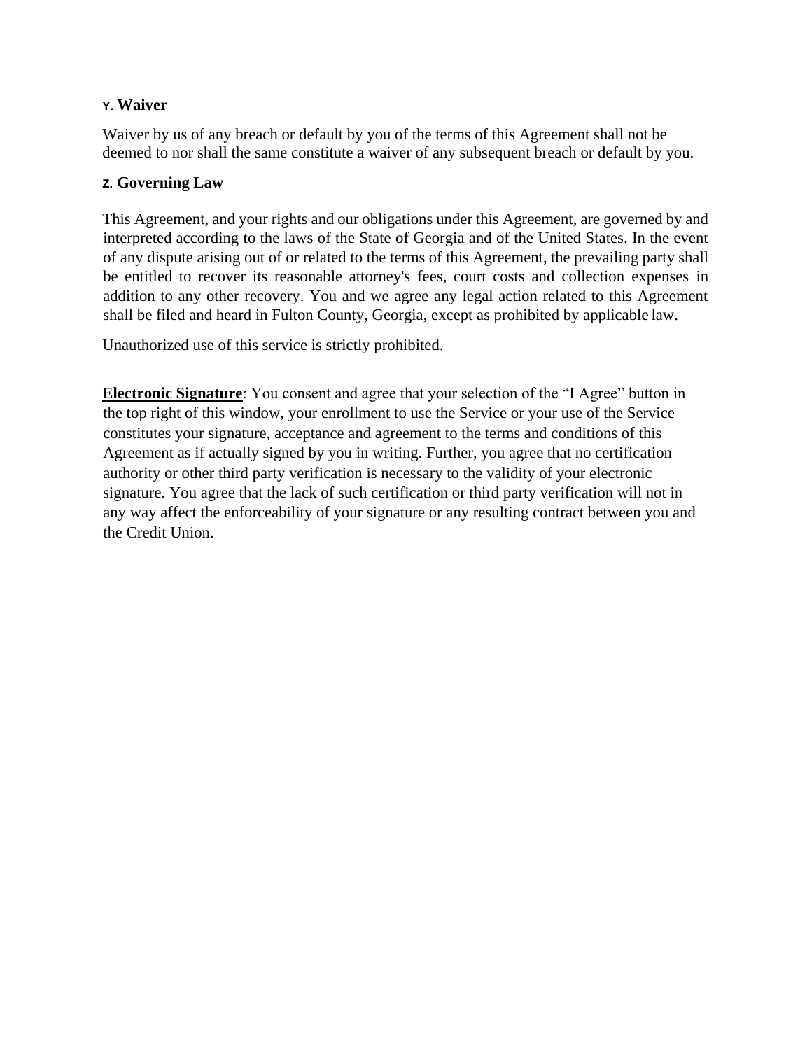### Y. Waiver

Waiver by us of any breach or default by you of the terms of this Agreement shall not be deemed to nor shall the same constitute a waiver of any subsequent breach or default by you.

### Z. Governing Law

This Agreement, and your rights and our obligations under this Agreement, are governed by and interpreted according to the laws of the State of Georgia and of the United States. In the event of any dispute arising out of or related to the terms of this Agreement, the prevailing party shall be entitled to recover its reasonable attorney's fees, court costs and collection expenses in addition to any other recovery. You and we agree any legal action related to this Agreement shall be filed and heard in Fulton County, Georgia, except as prohibited by applicable law.

Unauthorized use of this service is strictly prohibited.

**Electronic Signature**: You consent and agree that your selection of the "I Agree" button in the top right of this window, your enrollment to use the Service or your use of the Service constitutes your signature, acceptance and agreement to the terms and conditions of this Agreement as if actually signed by you in writing. Further, you agree that no certification authority or other third party verification is necessary to the validity of your electronic signature. You agree that the lack of such certification or third party verification will not in any way affect the enforceability of your signature or any resulting contract between you and the Credit Union.